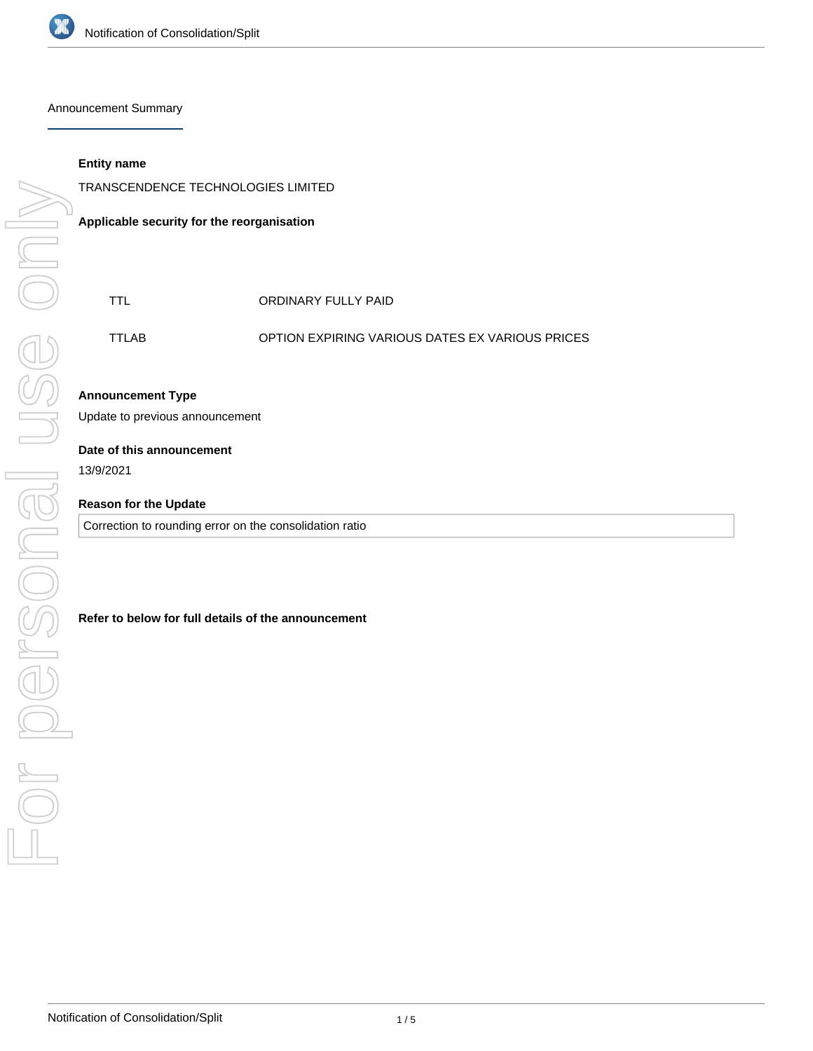# Notification of Consolidation/Split

## Announcement Summary

**Entity name**

TRANSCENDENCE TECHNOLOGIES LIMITED

**Applicable security for the reorganisation**

| | |
|---|---|
| TTL | ORDINARY FULLY PAID |
| TTLAB | OPTION EXPIRING VARIOUS DATES EX VARIOUS PRICES |

**Announcement Type**

Update to previous announcement

**Date of this announcement**

13/9/2021

**Reason for the Update**

Correction to rounding error on the consolidation ratio

**Refer to below for full details of the announcement**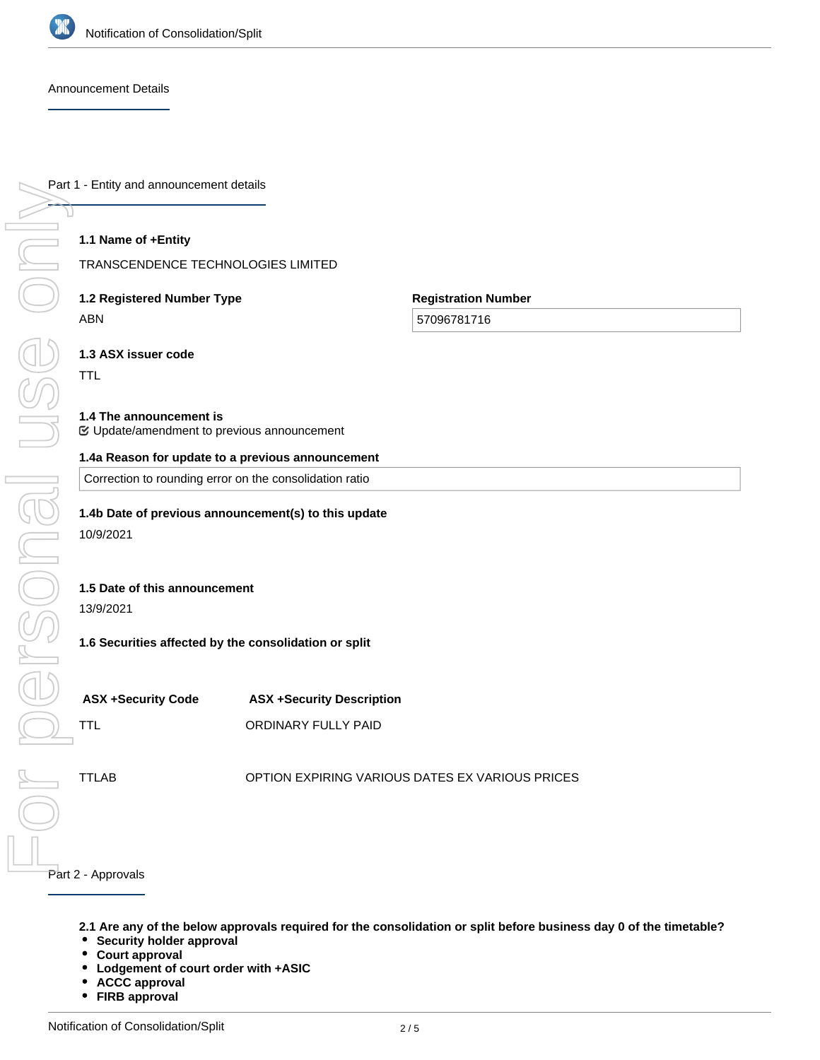Announcement Details

## Part 1 - Entity and announcement details

**1.1 Name of +Entity**

TRANSCENDENCE TECHNOLOGIES LIMITED

**1.2 Registered Number Type**

ABN

**Registration Number**

57096781716

**1.3 ASX issuer code**

TTL

**1.4 The announcement is**

Update/amendment to previous announcement

**1.4a Reason for update to a previous announcement**

Correction to rounding error on the consolidation ratio

**1.4b Date of previous announcement(s) to this update**

10/9/2021

**1.5 Date of this announcement**

13/9/2021

**1.6 Securities affected by the consolidation or split**

| ASX +Security Code | ASX +Security Description |
| --- | --- |
| TTL | ORDINARY FULLY PAID |
| TTLAB | OPTION EXPIRING VARIOUS DATES EX VARIOUS PRICES |

## Part 2 - Approvals

**2.1 Are any of the below approvals required for the consolidation or split before business day 0 of the timetable?**

- **Security holder approval**
- **Court approval**
- **Lodgement of court order with +ASIC**
- **ACCC approval**
- **FIRB approval**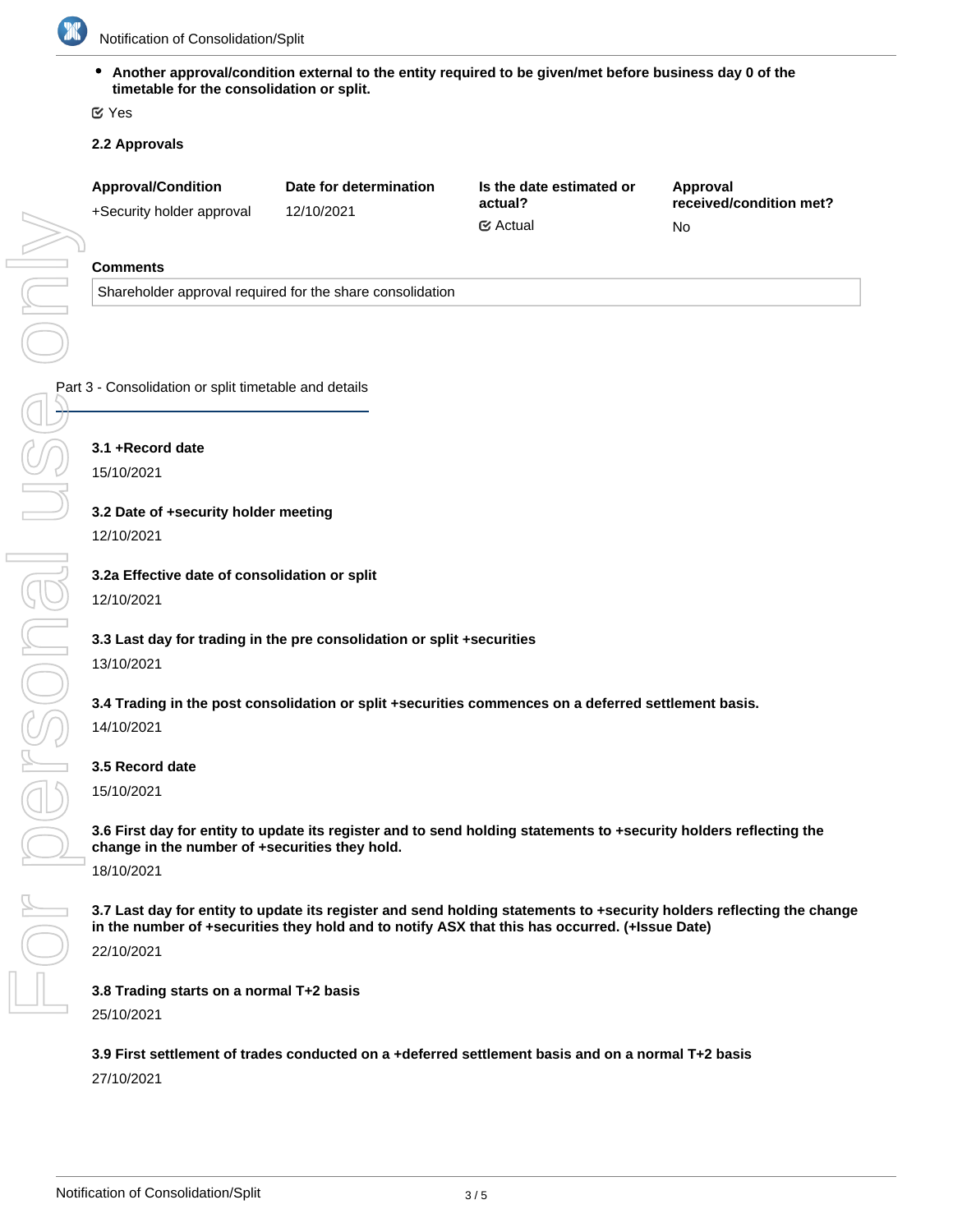- **Another approval/condition external to the entity required to be given/met before business day 0 of the timetable for the consolidation or split.**

☑ Yes

**2.2 Approvals**

| Approval/Condition | Date for determination | Is the date estimated or actual? | Approval received/condition met? |
|---|---|---|---|
| +Security holder approval | 12/10/2021 | ☑ Actual | No |

**Comments**

Shareholder approval required for the share consolidation

## Part 3 - Consolidation or split timetable and details

**3.1 +Record date**

15/10/2021

**3.2 Date of +security holder meeting**

12/10/2021

**3.2a Effective date of consolidation or split**

12/10/2021

**3.3 Last day for trading in the pre consolidation or split +securities**

13/10/2021

**3.4 Trading in the post consolidation or split +securities commences on a deferred settlement basis.**

14/10/2021

**3.5 Record date**

15/10/2021

**3.6 First day for entity to update its register and to send holding statements to +security holders reflecting the change in the number of +securities they hold.**

18/10/2021

**3.7 Last day for entity to update its register and send holding statements to +security holders reflecting the change in the number of +securities they hold and to notify ASX that this has occurred. (+Issue Date)**

22/10/2021

**3.8 Trading starts on a normal T+2 basis**

25/10/2021

**3.9 First settlement of trades conducted on a +deferred settlement basis and on a normal T+2 basis**

27/10/2021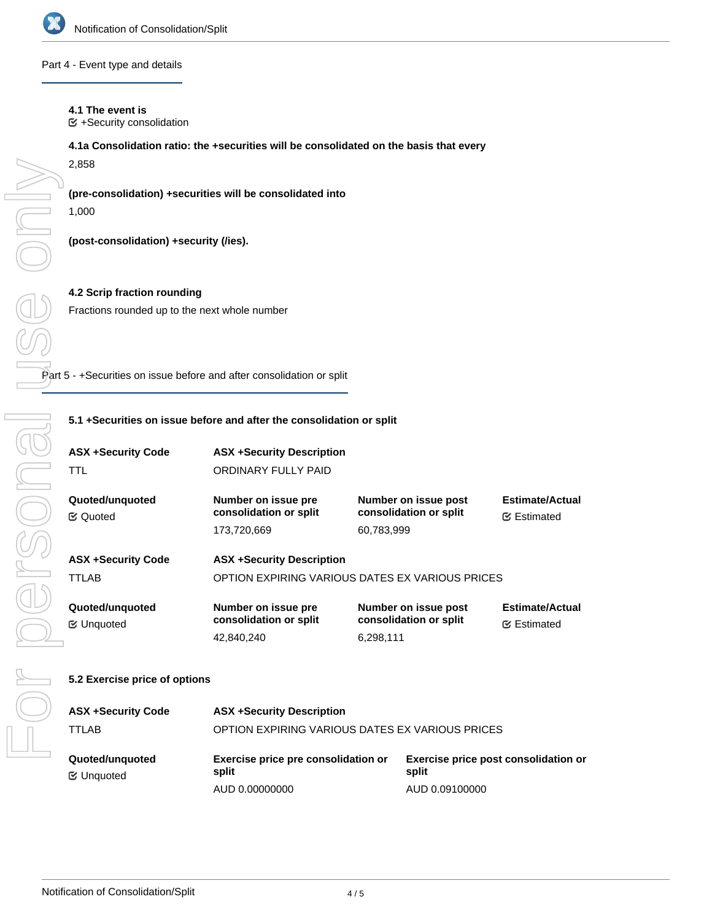## Part 4 - Event type and details

**4.1 The event is**

☑ +Security consolidation

**4.1a Consolidation ratio: the +securities will be consolidated on the basis that every**

2,858

**(pre-consolidation) +securities will be consolidated into**

1,000

**(post-consolidation) +security (/ies).**

**4.2 Scrip fraction rounding**

Fractions rounded up to the next whole number

## Part 5 - +Securities on issue before and after consolidation or split

**5.1 +Securities on issue before and after the consolidation or split**

| ASX +Security Code | ASX +Security Description | | |
|---|---|---|---|
| TTL | ORDINARY FULLY PAID | | |
| **Quoted/unquoted** | **Number on issue pre consolidation or split** | **Number on issue post consolidation or split** | **Estimate/Actual** |
| ☑ Quoted | 173,720,669 | 60,783,999 | ☑ Estimated |

| ASX +Security Code | ASX +Security Description | | |
|---|---|---|---|
| TTLAB | OPTION EXPIRING VARIOUS DATES EX VARIOUS PRICES | | |
| **Quoted/unquoted** | **Number on issue pre consolidation or split** | **Number on issue post consolidation or split** | **Estimate/Actual** |
| ☑ Unquoted | 42,840,240 | 6,298,111 | ☑ Estimated |

**5.2 Exercise price of options**

| ASX +Security Code | ASX +Security Description | |
|---|---|---|
| TTLAB | OPTION EXPIRING VARIOUS DATES EX VARIOUS PRICES | |
| **Quoted/unquoted** | **Exercise price pre consolidation or split** | **Exercise price post consolidation or split** |
| ☑ Unquoted | AUD 0.00000000 | AUD 0.09100000 |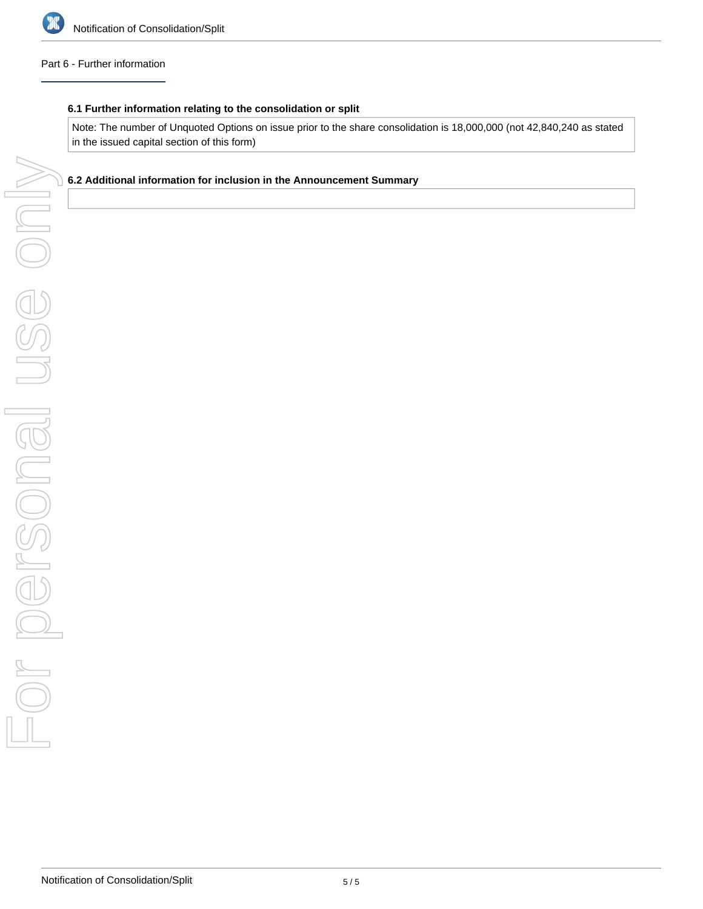## Part 6 - Further information

**6.1 Further information relating to the consolidation or split**

Note: The number of Unquoted Options on issue prior to the share consolidation is 18,000,000 (not 42,840,240 as stated in the issued capital section of this form)

**6.2 Additional information for inclusion in the Announcement Summary**